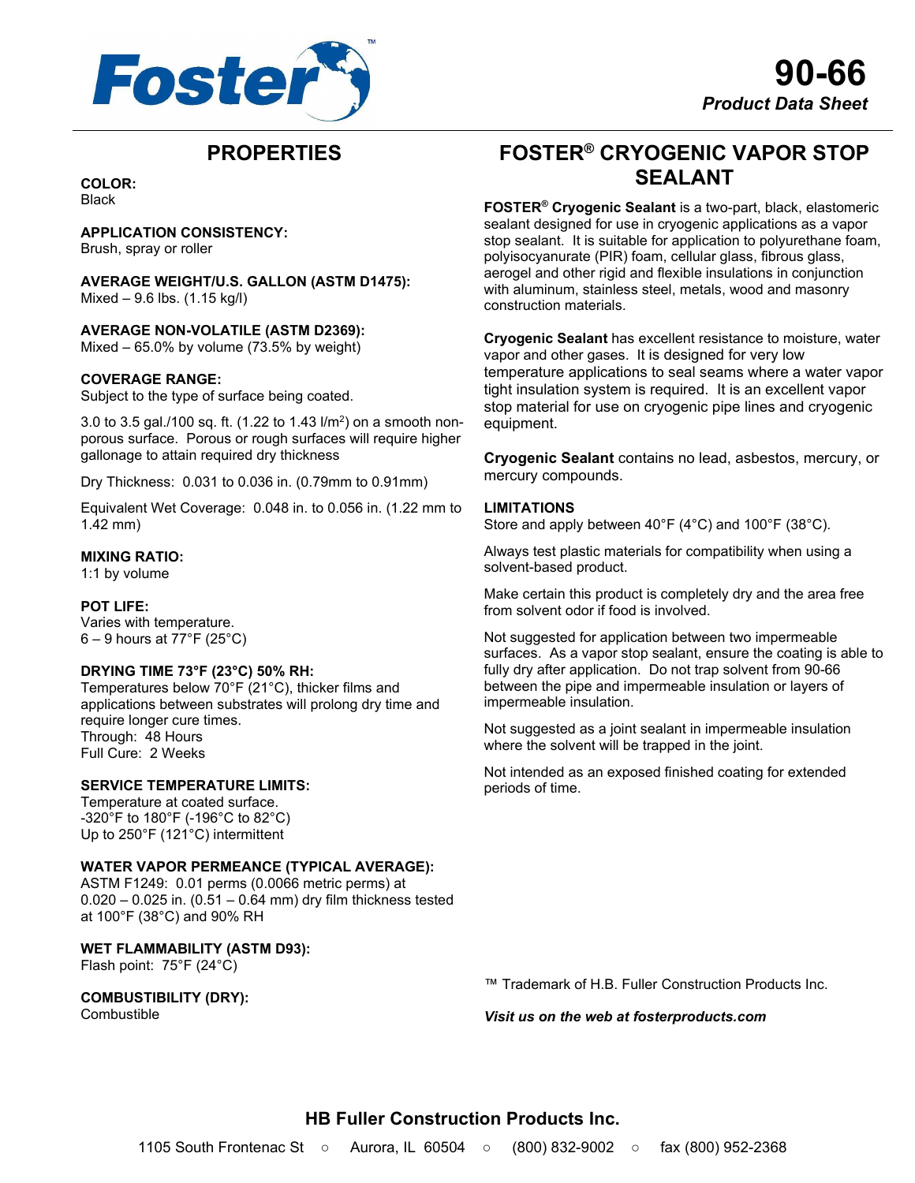# 90-66

***Product Data Sheet***

## PROPERTIES

**COLOR:**
Black

**APPLICATION CONSISTENCY:**
Brush, spray or roller

**AVERAGE WEIGHT/U.S. GALLON (ASTM D1475):**
Mixed – 9.6 lbs. (1.15 kg/l)

**AVERAGE NON-VOLATILE (ASTM D2369):**
Mixed – 65.0% by volume (73.5% by weight)

**COVERAGE RANGE:**
Subject to the type of surface being coated.

3.0 to 3.5 gal./100 sq. ft. (1.22 to 1.43 l/m$^2$) on a smooth non-porous surface. Porous or rough surfaces will require higher gallonage to attain required dry thickness

Dry Thickness: 0.031 to 0.036 in. (0.79mm to 0.91mm)

Equivalent Wet Coverage: 0.048 in. to 0.056 in. (1.22 mm to 1.42 mm)

**MIXING RATIO:**
1:1 by volume

**POT LIFE:**
Varies with temperature.
6 – 9 hours at 77°F (25°C)

**DRYING TIME 73°F (23°C) 50% RH:**
Temperatures below 70°F (21°C), thicker films and applications between substrates will prolong dry time and require longer cure times.
Through: 48 Hours
Full Cure: 2 Weeks

**SERVICE TEMPERATURE LIMITS:**
Temperature at coated surface.
-320°F to 180°F (-196°C to 82°C)
Up to 250°F (121°C) intermittent

**WATER VAPOR PERMEANCE (TYPICAL AVERAGE):**
ASTM F1249: 0.01 perms (0.0066 metric perms) at 0.020 – 0.025 in. (0.51 – 0.64 mm) dry film thickness tested at 100°F (38°C) and 90% RH

**WET FLAMMABILITY (ASTM D93):**
Flash point: 75°F (24°C)

**COMBUSTIBILITY (DRY):**
Combustible

## FOSTER® CRYOGENIC VAPOR STOP SEALANT

**FOSTER® Cryogenic Sealant** is a two-part, black, elastomeric sealant designed for use in cryogenic applications as a vapor stop sealant. It is suitable for application to polyurethane foam, polyisocyanurate (PIR) foam, cellular glass, fibrous glass, aerogel and other rigid and flexible insulations in conjunction with aluminum, stainless steel, metals, wood and masonry construction materials.

**Cryogenic Sealant** has excellent resistance to moisture, water vapor and other gases. It is designed for very low temperature applications to seal seams where a water vapor tight insulation system is required. It is an excellent vapor stop material for use on cryogenic pipe lines and cryogenic equipment.

**Cryogenic Sealant** contains no lead, asbestos, mercury, or mercury compounds.

**LIMITATIONS**
Store and apply between 40°F (4°C) and 100°F (38°C).

Always test plastic materials for compatibility when using a solvent-based product.

Make certain this product is completely dry and the area free from solvent odor if food is involved.

Not suggested for application between two impermeable surfaces. As a vapor stop sealant, ensure the coating is able to fully dry after application. Do not trap solvent from 90-66 between the pipe and impermeable insulation or layers of impermeable insulation.

Not suggested as a joint sealant in impermeable insulation where the solvent will be trapped in the joint.

Not intended as an exposed finished coating for extended periods of time.

™ Trademark of H.B. Fuller Construction Products Inc.

***Visit us on the web at fosterproducts.com***

**HB Fuller Construction Products Inc.**

1105 South Frontenac St ○ Aurora, IL 60504 ○ (800) 832-9002 ○ fax (800) 952-2368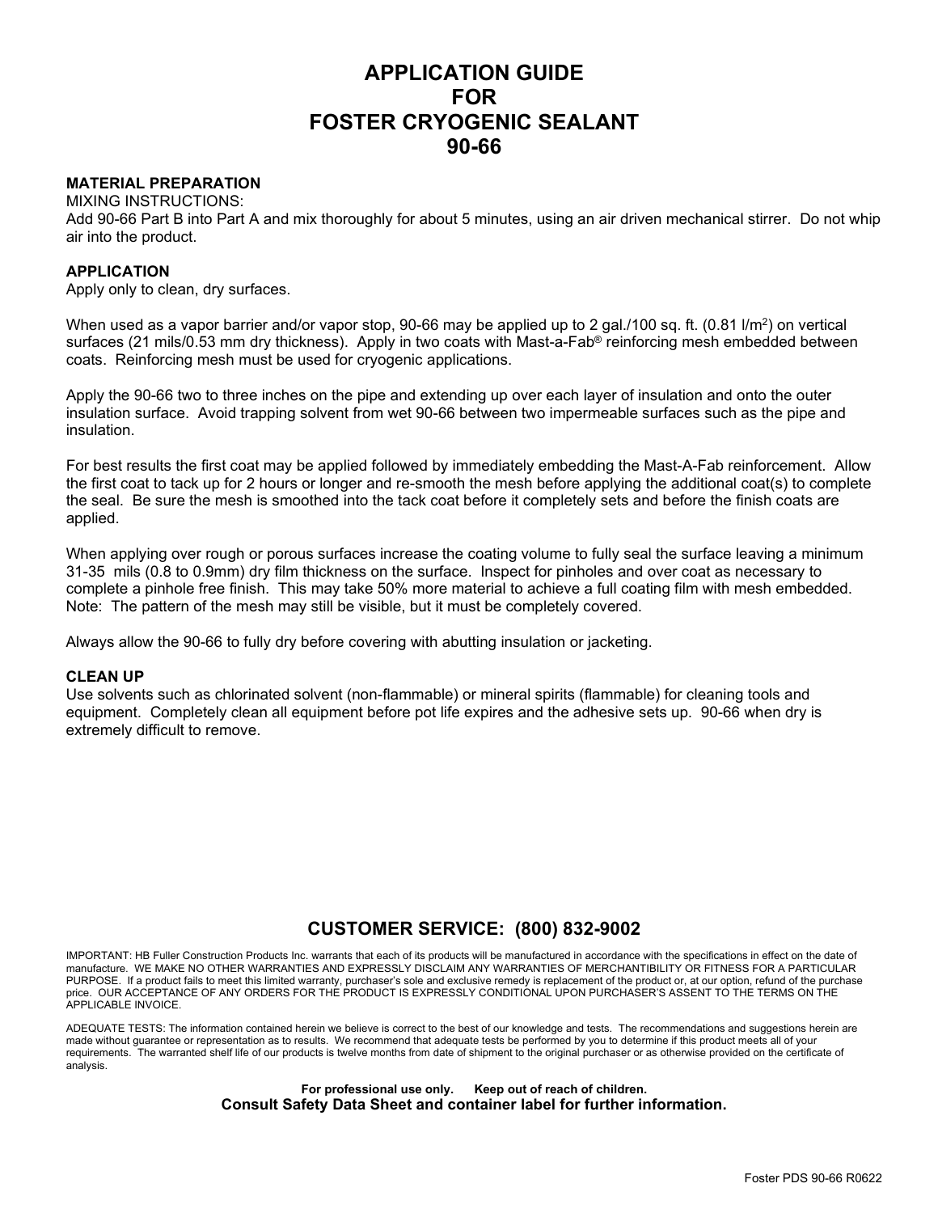# APPLICATION GUIDE
# FOR
# FOSTER CRYOGENIC SEALANT
# 90-66

**MATERIAL PREPARATION**

MIXING INSTRUCTIONS:
Add 90-66 Part B into Part A and mix thoroughly for about 5 minutes, using an air driven mechanical stirrer. Do not whip air into the product.

**APPLICATION**

Apply only to clean, dry surfaces.

When used as a vapor barrier and/or vapor stop, 90-66 may be applied up to 2 gal./100 sq. ft. (0.81 l/m$^2$) on vertical surfaces (21 mils/0.53 mm dry thickness). Apply in two coats with Mast-a-Fab® reinforcing mesh embedded between coats. Reinforcing mesh must be used for cryogenic applications.

Apply the 90-66 two to three inches on the pipe and extending up over each layer of insulation and onto the outer insulation surface. Avoid trapping solvent from wet 90-66 between two impermeable surfaces such as the pipe and insulation.

For best results the first coat may be applied followed by immediately embedding the Mast-A-Fab reinforcement. Allow the first coat to tack up for 2 hours or longer and re-smooth the mesh before applying the additional coat(s) to complete the seal. Be sure the mesh is smoothed into the tack coat before it completely sets and before the finish coats are applied.

When applying over rough or porous surfaces increase the coating volume to fully seal the surface leaving a minimum 31-35 mils (0.8 to 0.9mm) dry film thickness on the surface. Inspect for pinholes and over coat as necessary to complete a pinhole free finish. This may take 50% more material to achieve a full coating film with mesh embedded. Note: The pattern of the mesh may still be visible, but it must be completely covered.

Always allow the 90-66 to fully dry before covering with abutting insulation or jacketing.

**CLEAN UP**

Use solvents such as chlorinated solvent (non-flammable) or mineral spirits (flammable) for cleaning tools and equipment. Completely clean all equipment before pot life expires and the adhesive sets up. 90-66 when dry is extremely difficult to remove.

## CUSTOMER SERVICE: (800) 832-9002

IMPORTANT: HB Fuller Construction Products Inc. warrants that each of its products will be manufactured in accordance with the specifications in effect on the date of manufacture. WE MAKE NO OTHER WARRANTIES AND EXPRESSLY DISCLAIM ANY WARRANTIES OF MERCHANTIBILITY OR FITNESS FOR A PARTICULAR PURPOSE. If a product fails to meet this limited warranty, purchaser's sole and exclusive remedy is replacement of the product or, at our option, refund of the purchase price. OUR ACCEPTANCE OF ANY ORDERS FOR THE PRODUCT IS EXPRESSLY CONDITIONAL UPON PURCHASER'S ASSENT TO THE TERMS ON THE APPLICABLE INVOICE.

ADEQUATE TESTS: The information contained herein we believe is correct to the best of our knowledge and tests. The recommendations and suggestions herein are made without guarantee or representation as to results. We recommend that adequate tests be performed by you to determine if this product meets all of your requirements. The warranted shelf life of our products is twelve months from date of shipment to the original purchaser or as otherwise provided on the certificate of analysis.

**For professional use only. Keep out of reach of children.**
**Consult Safety Data Sheet and container label for further information.**

Foster PDS 90-66 R0622